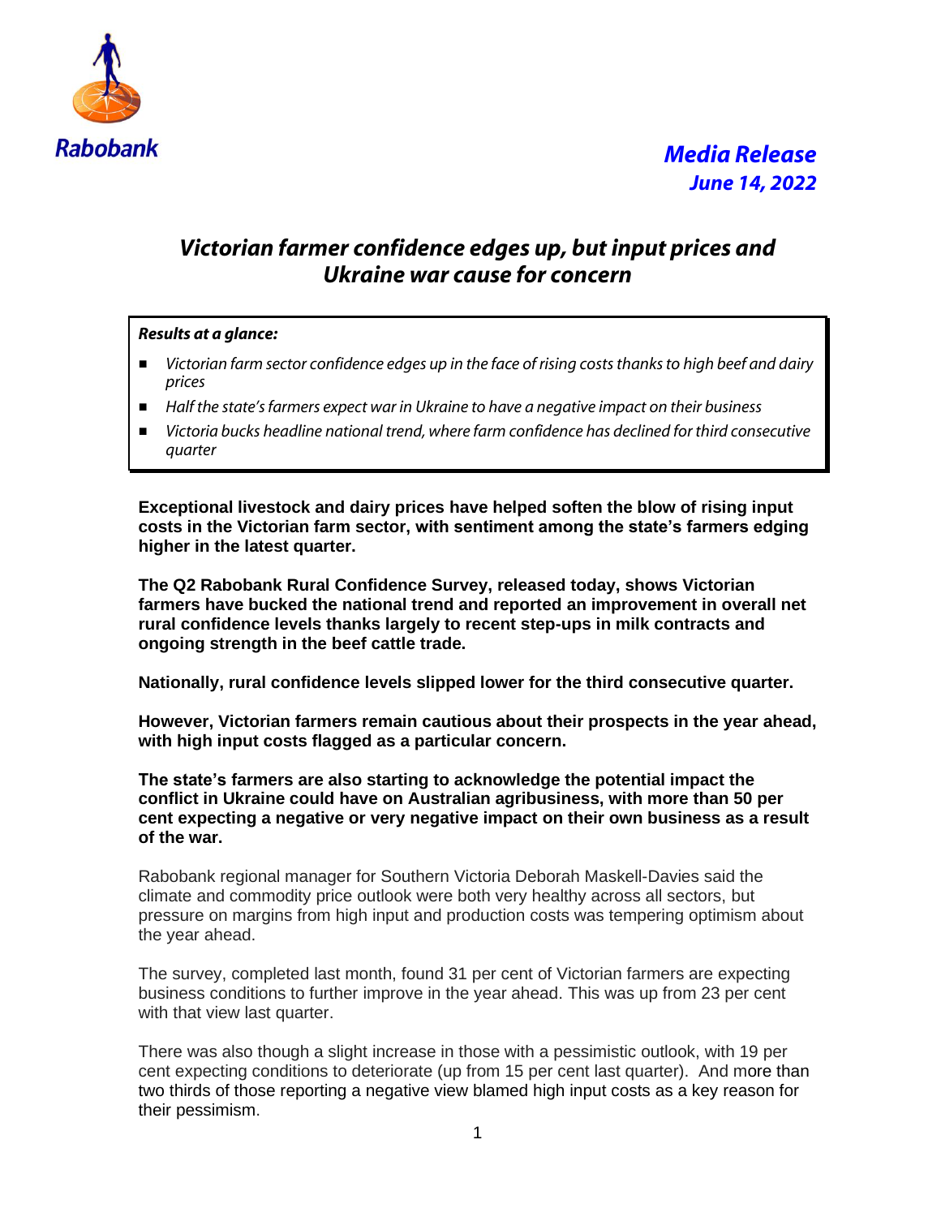Rabobank

***Media Release***
***June 14, 2022***

# *Victorian farmer confidence edges up, but input prices and Ukraine war cause for concern*

***Results at a glance:***

- *Victorian farm sector confidence edges up in the face of rising costs thanks to high beef and dairy prices*
- *Half the state's farmers expect war in Ukraine to have a negative impact on their business*
- *Victoria bucks headline national trend, where farm confidence has declined for third consecutive quarter*

**Exceptional livestock and dairy prices have helped soften the blow of rising input costs in the Victorian farm sector, with sentiment among the state's farmers edging higher in the latest quarter.**

**The Q2 Rabobank Rural Confidence Survey, released today, shows Victorian farmers have bucked the national trend and reported an improvement in overall net rural confidence levels thanks largely to recent step-ups in milk contracts and ongoing strength in the beef cattle trade.**

**Nationally, rural confidence levels slipped lower for the third consecutive quarter.**

**However, Victorian farmers remain cautious about their prospects in the year ahead, with high input costs flagged as a particular concern.**

**The state's farmers are also starting to acknowledge the potential impact the conflict in Ukraine could have on Australian agribusiness, with more than 50 per cent expecting a negative or very negative impact on their own business as a result of the war.**

Rabobank regional manager for Southern Victoria Deborah Maskell-Davies said the climate and commodity price outlook were both very healthy across all sectors, but pressure on margins from high input and production costs was tempering optimism about the year ahead.

The survey, completed last month, found 31 per cent of Victorian farmers are expecting business conditions to further improve in the year ahead. This was up from 23 per cent with that view last quarter.

There was also though a slight increase in those with a pessimistic outlook, with 19 per cent expecting conditions to deteriorate (up from 15 per cent last quarter). And more than two thirds of those reporting a negative view blamed high input costs as a key reason for their pessimism.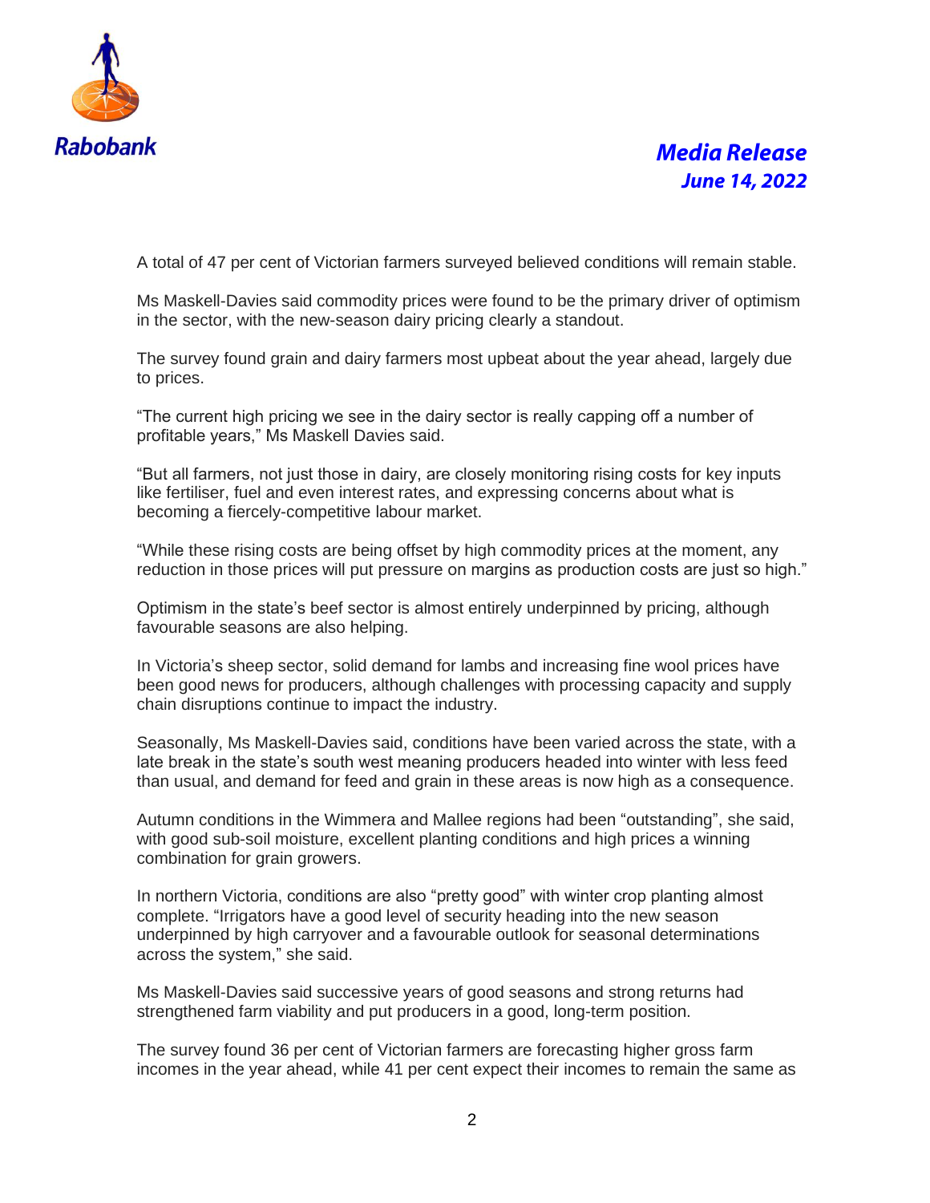A total of 47 per cent of Victorian farmers surveyed believed conditions will remain stable.

Ms Maskell-Davies said commodity prices were found to be the primary driver of optimism in the sector, with the new-season dairy pricing clearly a standout.

The survey found grain and dairy farmers most upbeat about the year ahead, largely due to prices.

"The current high pricing we see in the dairy sector is really capping off a number of profitable years," Ms Maskell Davies said.

"But all farmers, not just those in dairy, are closely monitoring rising costs for key inputs like fertiliser, fuel and even interest rates, and expressing concerns about what is becoming a fiercely-competitive labour market.

"While these rising costs are being offset by high commodity prices at the moment, any reduction in those prices will put pressure on margins as production costs are just so high."

Optimism in the state's beef sector is almost entirely underpinned by pricing, although favourable seasons are also helping.

In Victoria's sheep sector, solid demand for lambs and increasing fine wool prices have been good news for producers, although challenges with processing capacity and supply chain disruptions continue to impact the industry.

Seasonally, Ms Maskell-Davies said, conditions have been varied across the state, with a late break in the state's south west meaning producers headed into winter with less feed than usual, and demand for feed and grain in these areas is now high as a consequence.

Autumn conditions in the Wimmera and Mallee regions had been "outstanding", she said, with good sub-soil moisture, excellent planting conditions and high prices a winning combination for grain growers.

In northern Victoria, conditions are also "pretty good" with winter crop planting almost complete. "Irrigators have a good level of security heading into the new season underpinned by high carryover and a favourable outlook for seasonal determinations across the system," she said.

Ms Maskell-Davies said successive years of good seasons and strong returns had strengthened farm viability and put producers in a good, long-term position.

The survey found 36 per cent of Victorian farmers are forecasting higher gross farm incomes in the year ahead, while 41 per cent expect their incomes to remain the same as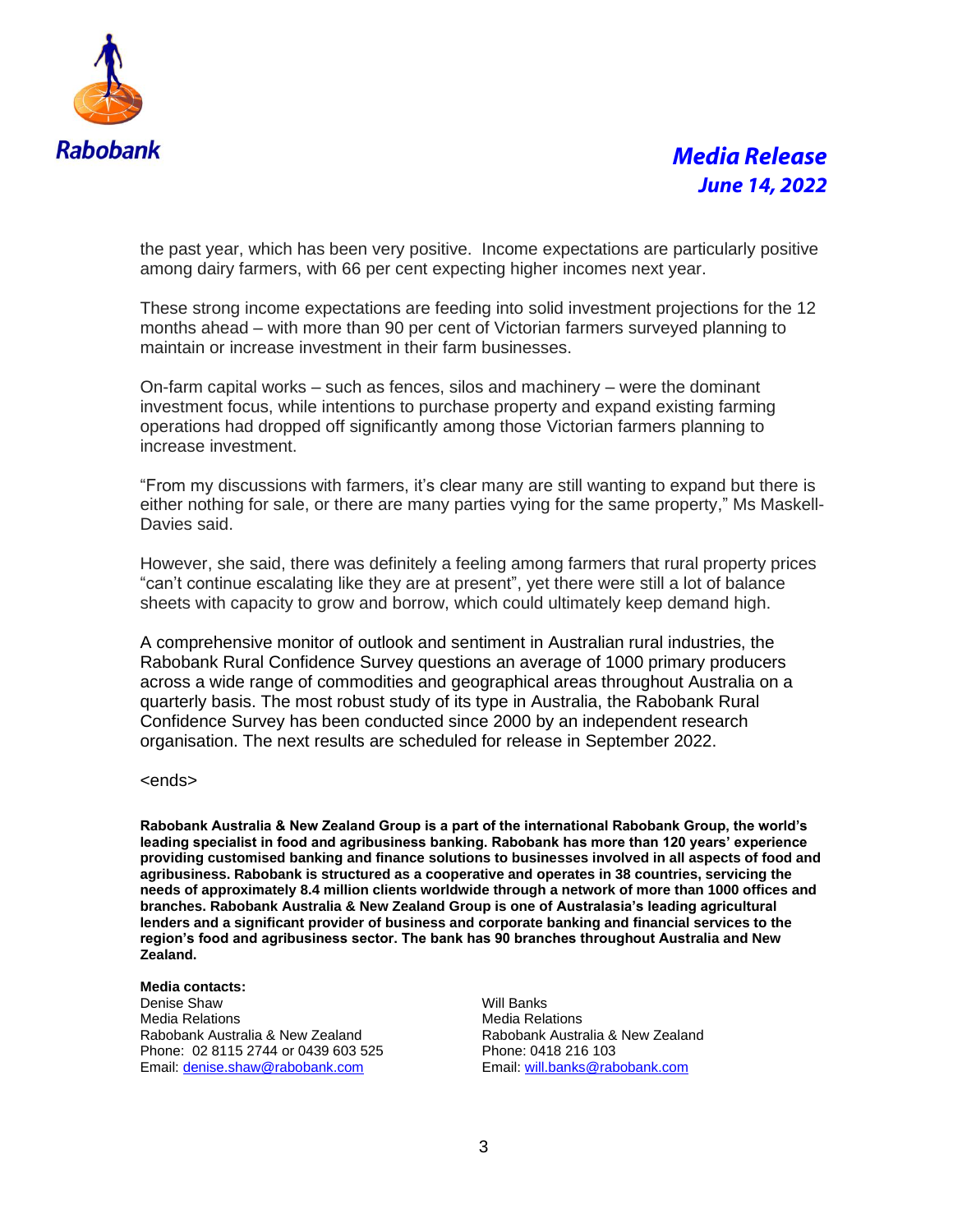the past year, which has been very positive. Income expectations are particularly positive among dairy farmers, with 66 per cent expecting higher incomes next year.

These strong income expectations are feeding into solid investment projections for the 12 months ahead – with more than 90 per cent of Victorian farmers surveyed planning to maintain or increase investment in their farm businesses.

On-farm capital works – such as fences, silos and machinery – were the dominant investment focus, while intentions to purchase property and expand existing farming operations had dropped off significantly among those Victorian farmers planning to increase investment.

"From my discussions with farmers, it's clear many are still wanting to expand but there is either nothing for sale, or there are many parties vying for the same property," Ms Maskell-Davies said.

However, she said, there was definitely a feeling among farmers that rural property prices "can't continue escalating like they are at present", yet there were still a lot of balance sheets with capacity to grow and borrow, which could ultimately keep demand high.

A comprehensive monitor of outlook and sentiment in Australian rural industries, the Rabobank Rural Confidence Survey questions an average of 1000 primary producers across a wide range of commodities and geographical areas throughout Australia on a quarterly basis. The most robust study of its type in Australia, the Rabobank Rural Confidence Survey has been conducted since 2000 by an independent research organisation. The next results are scheduled for release in September 2022.

<ends>

**Rabobank Australia & New Zealand Group is a part of the international Rabobank Group, the world's leading specialist in food and agribusiness banking. Rabobank has more than 120 years' experience providing customised banking and finance solutions to businesses involved in all aspects of food and agribusiness. Rabobank is structured as a cooperative and operates in 38 countries, servicing the needs of approximately 8.4 million clients worldwide through a network of more than 1000 offices and branches. Rabobank Australia & New Zealand Group is one of Australasia's leading agricultural lenders and a significant provider of business and corporate banking and financial services to the region's food and agribusiness sector. The bank has 90 branches throughout Australia and New Zealand.**

**Media contacts:**

Denise Shaw
Media Relations
Rabobank Australia & New Zealand
Phone: 02 8115 2744 or 0439 603 525
Email: denise.shaw@rabobank.com

Will Banks
Media Relations
Rabobank Australia & New Zealand
Phone: 0418 216 103
Email: will.banks@rabobank.com